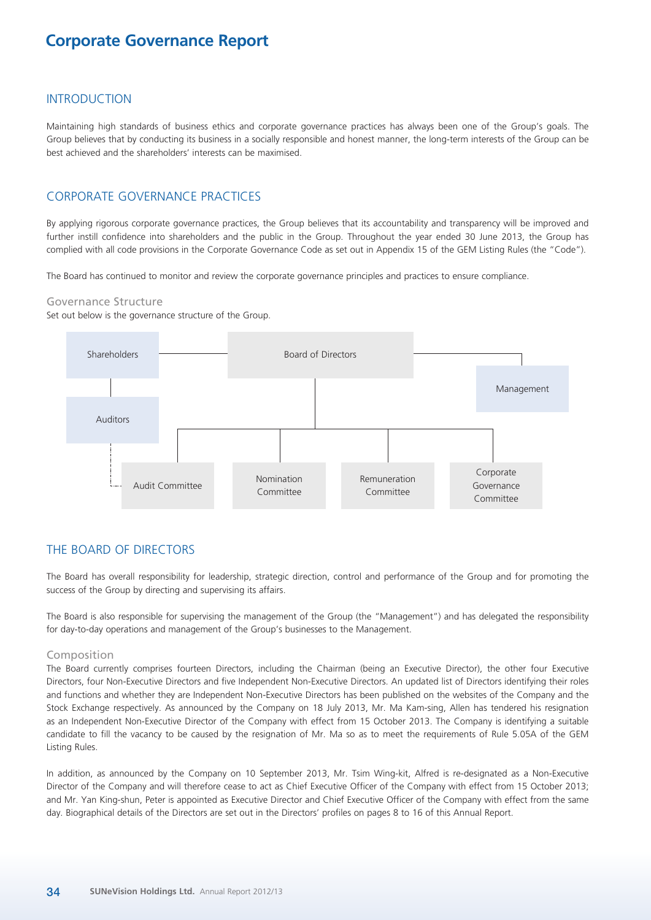# Corporate Governance Report

## INTRODUCTION

Maintaining high standards of business ethics and corporate governance practices has always been one of the Group's goals. The Group believes that by conducting its business in a socially responsible and honest manner, the long-term interests of the Group can be best achieved and the shareholders' interests can be maximised.

## CORPORATE GOVERNANCE PRACTICES

By applying rigorous corporate governance practices, the Group believes that its accountability and transparency will be improved and further instill confidence into shareholders and the public in the Group. Throughout the year ended 30 June 2013, the Group has complied with all code provisions in the Corporate Governance Code as set out in Appendix 15 of the GEM Listing Rules (the "Code").

The Board has continued to monitor and review the corporate governance principles and practices to ensure compliance.

### Governance Structure

Set out below is the governance structure of the Group.

Shareholders — Board of Directors — Management

Auditors

Audit Committee | Nomination Committee | Remuneration Committee | Corporate Governance Committee

## THE BOARD OF DIRECTORS

The Board has overall responsibility for leadership, strategic direction, control and performance of the Group and for promoting the success of the Group by directing and supervising its affairs.

The Board is also responsible for supervising the management of the Group (the "Management") and has delegated the responsibility for day-to-day operations and management of the Group's businesses to the Management.

### Composition

The Board currently comprises fourteen Directors, including the Chairman (being an Executive Director), the other four Executive Directors, four Non-Executive Directors and five Independent Non-Executive Directors. An updated list of Directors identifying their roles and functions and whether they are Independent Non-Executive Directors has been published on the websites of the Company and the Stock Exchange respectively. As announced by the Company on 18 July 2013, Mr. Ma Kam-sing, Allen has tendered his resignation as an Independent Non-Executive Director of the Company with effect from 15 October 2013. The Company is identifying a suitable candidate to fill the vacancy to be caused by the resignation of Mr. Ma so as to meet the requirements of Rule 5.05A of the GEM Listing Rules.

In addition, as announced by the Company on 10 September 2013, Mr. Tsim Wing-kit, Alfred is re-designated as a Non-Executive Director of the Company and will therefore cease to act as Chief Executive Officer of the Company with effect from 15 October 2013; and Mr. Yan King-shun, Peter is appointed as Executive Director and Chief Executive Officer of the Company with effect from the same day. Biographical details of the Directors are set out in the Directors' profiles on pages 8 to 16 of this Annual Report.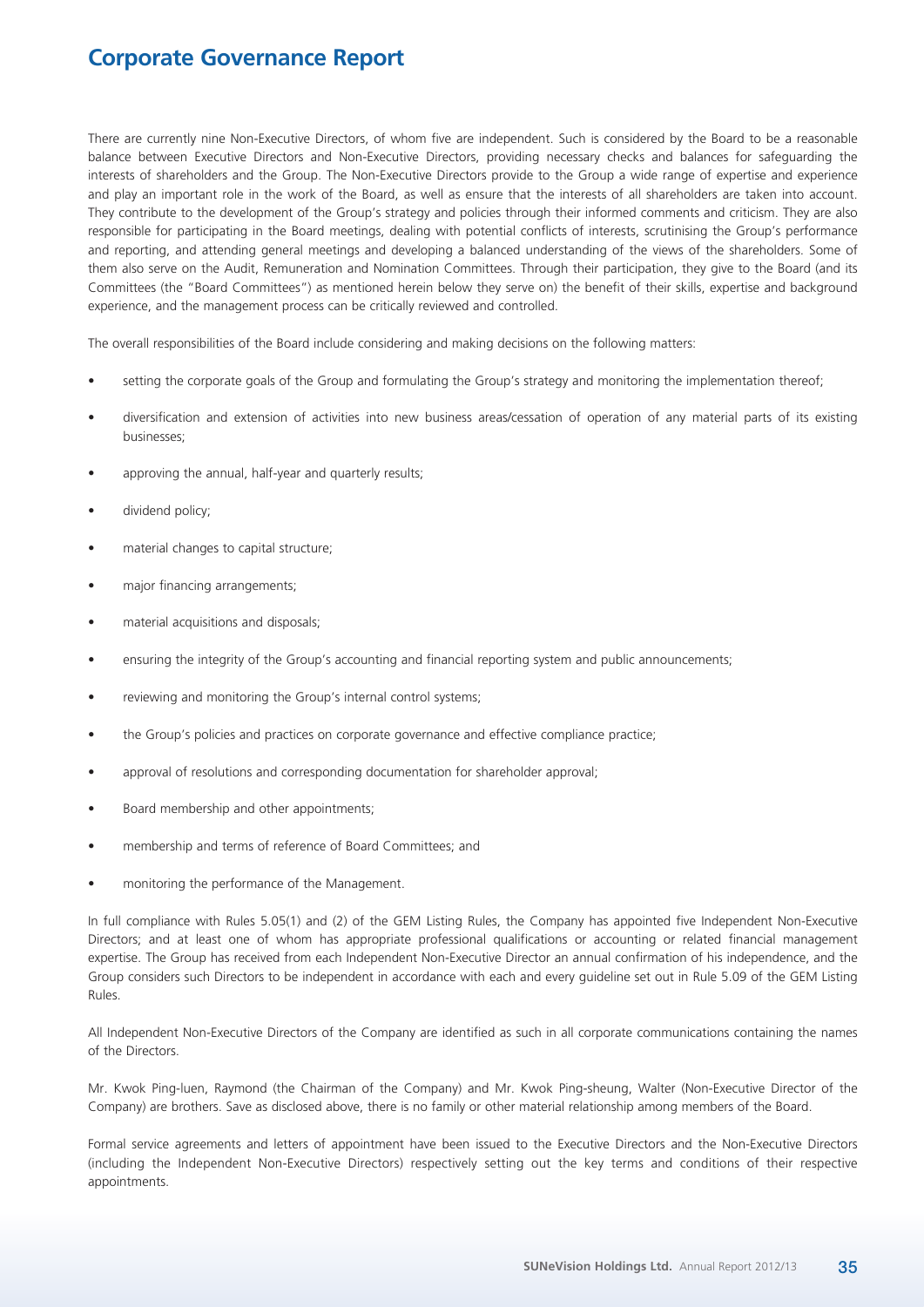There are currently nine Non-Executive Directors, of whom five are independent. Such is considered by the Board to be a reasonable balance between Executive Directors and Non-Executive Directors, providing necessary checks and balances for safeguarding the interests of shareholders and the Group. The Non-Executive Directors provide to the Group a wide range of expertise and experience and play an important role in the work of the Board, as well as ensure that the interests of all shareholders are taken into account. They contribute to the development of the Group's strategy and policies through their informed comments and criticism. They are also responsible for participating in the Board meetings, dealing with potential conflicts of interests, scrutinising the Group's performance and reporting, and attending general meetings and developing a balanced understanding of the views of the shareholders. Some of them also serve on the Audit, Remuneration and Nomination Committees. Through their participation, they give to the Board (and its Committees (the "Board Committees") as mentioned herein below they serve on) the benefit of their skills, expertise and background experience, and the management process can be critically reviewed and controlled.

The overall responsibilities of the Board include considering and making decisions on the following matters:

- setting the corporate goals of the Group and formulating the Group's strategy and monitoring the implementation thereof;
- diversification and extension of activities into new business areas/cessation of operation of any material parts of its existing businesses;
- approving the annual, half-year and quarterly results;
- dividend policy;
- material changes to capital structure;
- major financing arrangements;
- material acquisitions and disposals;
- ensuring the integrity of the Group's accounting and financial reporting system and public announcements;
- reviewing and monitoring the Group's internal control systems;
- the Group's policies and practices on corporate governance and effective compliance practice;
- approval of resolutions and corresponding documentation for shareholder approval;
- Board membership and other appointments;
- membership and terms of reference of Board Committees; and
- monitoring the performance of the Management.

In full compliance with Rules 5.05(1) and (2) of the GEM Listing Rules, the Company has appointed five Independent Non-Executive Directors; and at least one of whom has appropriate professional qualifications or accounting or related financial management expertise. The Group has received from each Independent Non-Executive Director an annual confirmation of his independence, and the Group considers such Directors to be independent in accordance with each and every guideline set out in Rule 5.09 of the GEM Listing Rules.

All Independent Non-Executive Directors of the Company are identified as such in all corporate communications containing the names of the Directors.

Mr. Kwok Ping-luen, Raymond (the Chairman of the Company) and Mr. Kwok Ping-sheung, Walter (Non-Executive Director of the Company) are brothers. Save as disclosed above, there is no family or other material relationship among members of the Board.

Formal service agreements and letters of appointment have been issued to the Executive Directors and the Non-Executive Directors (including the Independent Non-Executive Directors) respectively setting out the key terms and conditions of their respective appointments.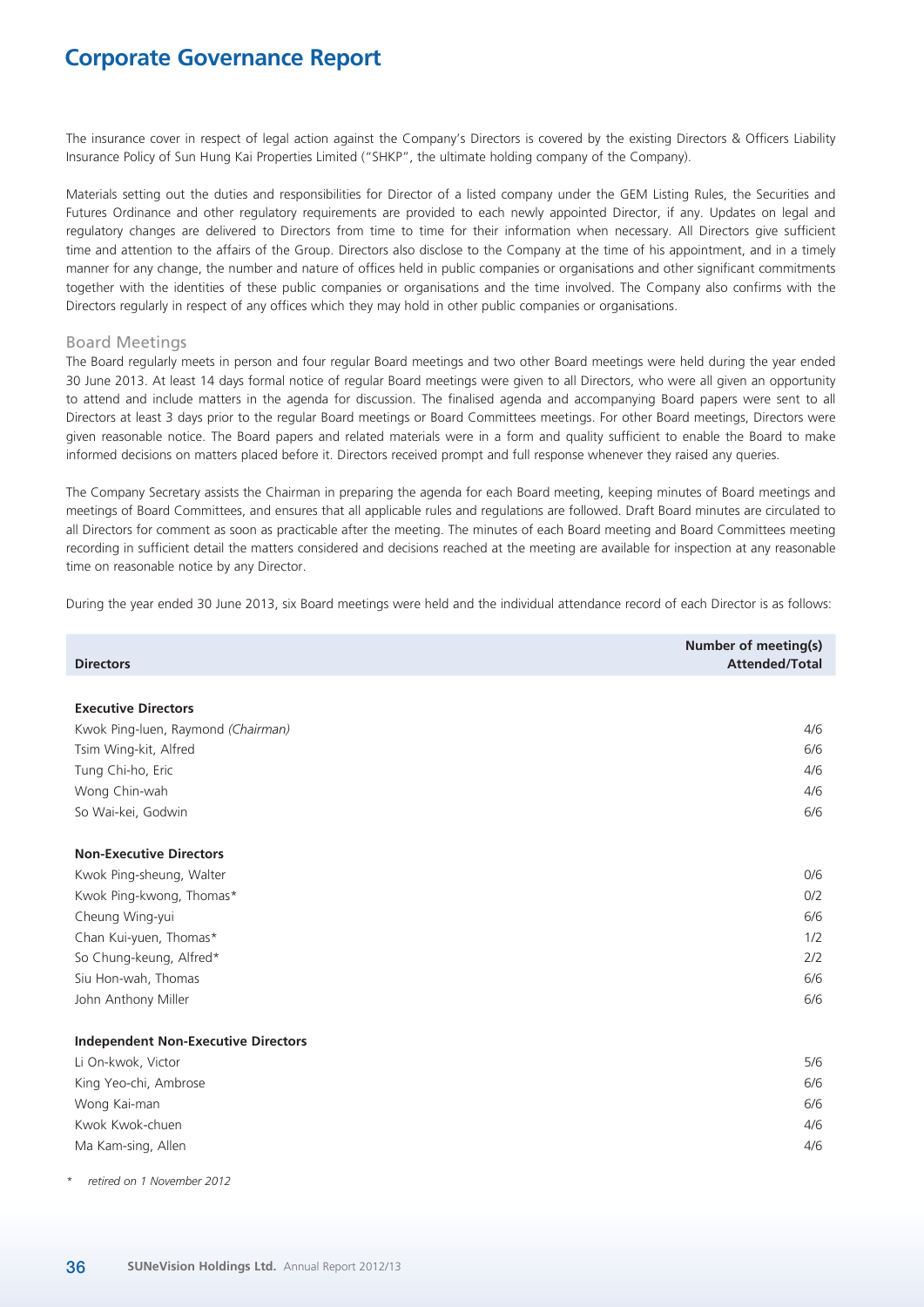# Corporate Governance Report

The insurance cover in respect of legal action against the Company's Directors is covered by the existing Directors & Officers Liability Insurance Policy of Sun Hung Kai Properties Limited ("SHKP", the ultimate holding company of the Company).

Materials setting out the duties and responsibilities for Director of a listed company under the GEM Listing Rules, the Securities and Futures Ordinance and other regulatory requirements are provided to each newly appointed Director, if any. Updates on legal and regulatory changes are delivered to Directors from time to time for their information when necessary. All Directors give sufficient time and attention to the affairs of the Group. Directors also disclose to the Company at the time of his appointment, and in a timely manner for any change, the number and nature of offices held in public companies or organisations and other significant commitments together with the identities of these public companies or organisations and the time involved. The Company also confirms with the Directors regularly in respect of any offices which they may hold in other public companies or organisations.

## Board Meetings

The Board regularly meets in person and four regular Board meetings and two other Board meetings were held during the year ended 30 June 2013. At least 14 days formal notice of regular Board meetings were given to all Directors, who were all given an opportunity to attend and include matters in the agenda for discussion. The finalised agenda and accompanying Board papers were sent to all Directors at least 3 days prior to the regular Board meetings or Board Committees meetings. For other Board meetings, Directors were given reasonable notice. The Board papers and related materials were in a form and quality sufficient to enable the Board to make informed decisions on matters placed before it. Directors received prompt and full response whenever they raised any queries.

The Company Secretary assists the Chairman in preparing the agenda for each Board meeting, keeping minutes of Board meetings and meetings of Board Committees, and ensures that all applicable rules and regulations are followed. Draft Board minutes are circulated to all Directors for comment as soon as practicable after the meeting. The minutes of each Board meeting and Board Committees meeting recording in sufficient detail the matters considered and decisions reached at the meeting are available for inspection at any reasonable time on reasonable notice by any Director.

During the year ended 30 June 2013, six Board meetings were held and the individual attendance record of each Director is as follows:

| Directors | Number of meeting(s) Attended/Total |
|---|---|
| **Executive Directors** | |
| Kwok Ping-luen, Raymond *(Chairman)* | 4/6 |
| Tsim Wing-kit, Alfred | 6/6 |
| Tung Chi-ho, Eric | 4/6 |
| Wong Chin-wah | 4/6 |
| So Wai-kei, Godwin | 6/6 |
| **Non-Executive Directors** | |
| Kwok Ping-sheung, Walter | 0/6 |
| Kwok Ping-kwong, Thomas* | 0/2 |
| Cheung Wing-yui | 6/6 |
| Chan Kui-yuen, Thomas* | 1/2 |
| So Chung-keung, Alfred* | 2/2 |
| Siu Hon-wah, Thomas | 6/6 |
| John Anthony Miller | 6/6 |
| **Independent Non-Executive Directors** | |
| Li On-kwok, Victor | 5/6 |
| King Yeo-chi, Ambrose | 6/6 |
| Wong Kai-man | 6/6 |
| Kwok Kwok-chuen | 4/6 |
| Ma Kam-sing, Allen | 4/6 |

\* *retired on 1 November 2012*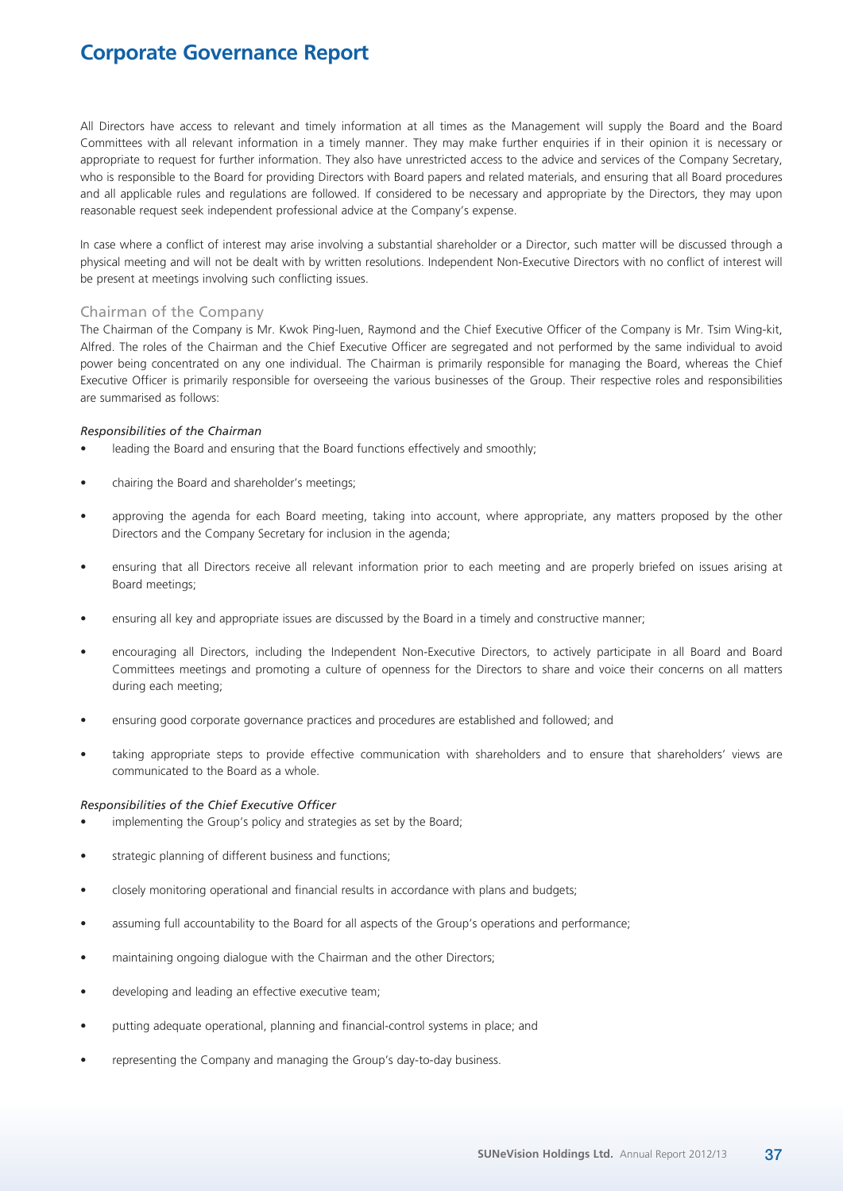# Corporate Governance Report

All Directors have access to relevant and timely information at all times as the Management will supply the Board and the Board Committees with all relevant information in a timely manner. They may make further enquiries if in their opinion it is necessary or appropriate to request for further information. They also have unrestricted access to the advice and services of the Company Secretary, who is responsible to the Board for providing Directors with Board papers and related materials, and ensuring that all Board procedures and all applicable rules and regulations are followed. If considered to be necessary and appropriate by the Directors, they may upon reasonable request seek independent professional advice at the Company's expense.

In case where a conflict of interest may arise involving a substantial shareholder or a Director, such matter will be discussed through a physical meeting and will not be dealt with by written resolutions. Independent Non-Executive Directors with no conflict of interest will be present at meetings involving such conflicting issues.

## Chairman of the Company

The Chairman of the Company is Mr. Kwok Ping-luen, Raymond and the Chief Executive Officer of the Company is Mr. Tsim Wing-kit, Alfred. The roles of the Chairman and the Chief Executive Officer are segregated and not performed by the same individual to avoid power being concentrated on any one individual. The Chairman is primarily responsible for managing the Board, whereas the Chief Executive Officer is primarily responsible for overseeing the various businesses of the Group. Their respective roles and responsibilities are summarised as follows:

*Responsibilities of the Chairman*

- leading the Board and ensuring that the Board functions effectively and smoothly;
- chairing the Board and shareholder's meetings;
- approving the agenda for each Board meeting, taking into account, where appropriate, any matters proposed by the other Directors and the Company Secretary for inclusion in the agenda;
- ensuring that all Directors receive all relevant information prior to each meeting and are properly briefed on issues arising at Board meetings;
- ensuring all key and appropriate issues are discussed by the Board in a timely and constructive manner;
- encouraging all Directors, including the Independent Non-Executive Directors, to actively participate in all Board and Board Committees meetings and promoting a culture of openness for the Directors to share and voice their concerns on all matters during each meeting;
- ensuring good corporate governance practices and procedures are established and followed; and
- taking appropriate steps to provide effective communication with shareholders and to ensure that shareholders' views are communicated to the Board as a whole.

*Responsibilities of the Chief Executive Officer*

- implementing the Group's policy and strategies as set by the Board;
- strategic planning of different business and functions;
- closely monitoring operational and financial results in accordance with plans and budgets;
- assuming full accountability to the Board for all aspects of the Group's operations and performance;
- maintaining ongoing dialogue with the Chairman and the other Directors;
- developing and leading an effective executive team;
- putting adequate operational, planning and financial-control systems in place; and
- representing the Company and managing the Group's day-to-day business.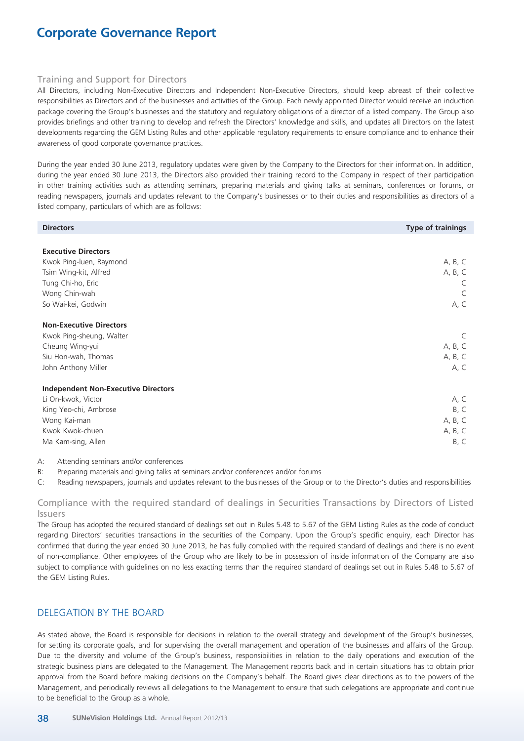### Training and Support for Directors

All Directors, including Non-Executive Directors and Independent Non-Executive Directors, should keep abreast of their collective responsibilities as Directors and of the businesses and activities of the Group. Each newly appointed Director would receive an induction package covering the Group's businesses and the statutory and regulatory obligations of a director of a listed company. The Group also provides briefings and other training to develop and refresh the Directors' knowledge and skills, and updates all Directors on the latest developments regarding the GEM Listing Rules and other applicable regulatory requirements to ensure compliance and to enhance their awareness of good corporate governance practices.

During the year ended 30 June 2013, regulatory updates were given by the Company to the Directors for their information. In addition, during the year ended 30 June 2013, the Directors also provided their training record to the Company in respect of their participation in other training activities such as attending seminars, preparing materials and giving talks at seminars, conferences or forums, or reading newspapers, journals and updates relevant to the Company's businesses or to their duties and responsibilities as directors of a listed company, particulars of which are as follows:

| Directors | Type of trainings |
|---|---|
| **Executive Directors** | |
| Kwok Ping-luen, Raymond | A, B, C |
| Tsim Wing-kit, Alfred | A, B, C |
| Tung Chi-ho, Eric | C |
| Wong Chin-wah | C |
| So Wai-kei, Godwin | A, C |
| **Non-Executive Directors** | |
| Kwok Ping-sheung, Walter | C |
| Cheung Wing-yui | A, B, C |
| Siu Hon-wah, Thomas | A, B, C |
| John Anthony Miller | A, C |
| **Independent Non-Executive Directors** | |
| Li On-kwok, Victor | A, C |
| King Yeo-chi, Ambrose | B, C |
| Wong Kai-man | A, B, C |
| Kwok Kwok-chuen | A, B, C |
| Ma Kam-sing, Allen | B, C |

A: Attending seminars and/or conferences
B: Preparing materials and giving talks at seminars and/or conferences and/or forums
C: Reading newspapers, journals and updates relevant to the businesses of the Group or to the Director's duties and responsibilities

### Compliance with the required standard of dealings in Securities Transactions by Directors of Listed Issuers

The Group has adopted the required standard of dealings set out in Rules 5.48 to 5.67 of the GEM Listing Rules as the code of conduct regarding Directors' securities transactions in the securities of the Company. Upon the Group's specific enquiry, each Director has confirmed that during the year ended 30 June 2013, he has fully complied with the required standard of dealings and there is no event of non-compliance. Other employees of the Group who are likely to be in possession of inside information of the Company are also subject to compliance with guidelines on no less exacting terms than the required standard of dealings set out in Rules 5.48 to 5.67 of the GEM Listing Rules.

## DELEGATION BY THE BOARD

As stated above, the Board is responsible for decisions in relation to the overall strategy and development of the Group's businesses, for setting its corporate goals, and for supervising the overall management and operation of the businesses and affairs of the Group. Due to the diversity and volume of the Group's business, responsibilities in relation to the daily operations and execution of the strategic business plans are delegated to the Management. The Management reports back and in certain situations has to obtain prior approval from the Board before making decisions on the Company's behalf. The Board gives clear directions as to the powers of the Management, and periodically reviews all delegations to the Management to ensure that such delegations are appropriate and continue to be beneficial to the Group as a whole.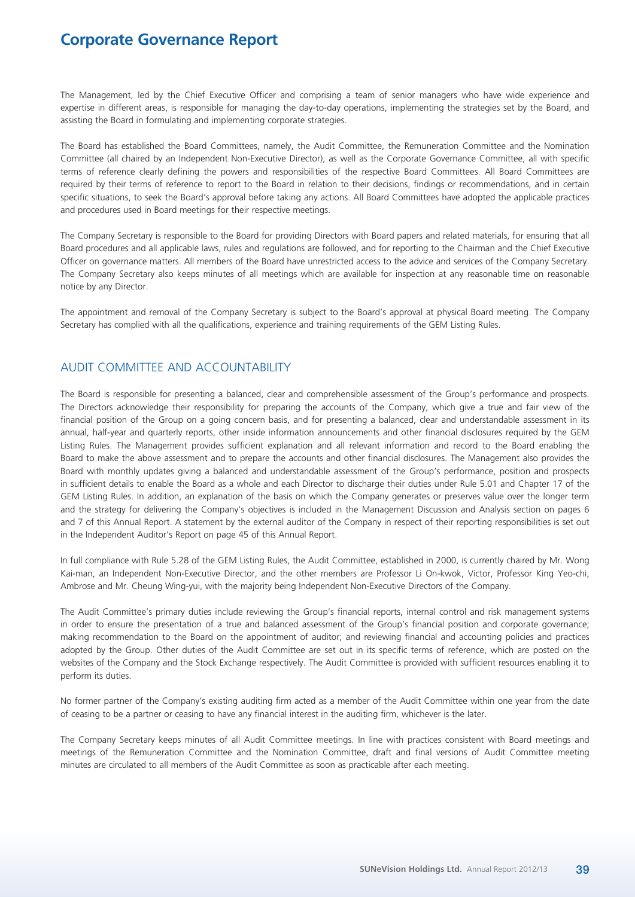The Management, led by the Chief Executive Officer and comprising a team of senior managers who have wide experience and expertise in different areas, is responsible for managing the day-to-day operations, implementing the strategies set by the Board, and assisting the Board in formulating and implementing corporate strategies.

The Board has established the Board Committees, namely, the Audit Committee, the Remuneration Committee and the Nomination Committee (all chaired by an Independent Non-Executive Director), as well as the Corporate Governance Committee, all with specific terms of reference clearly defining the powers and responsibilities of the respective Board Committees. All Board Committees are required by their terms of reference to report to the Board in relation to their decisions, findings or recommendations, and in certain specific situations, to seek the Board's approval before taking any actions. All Board Committees have adopted the applicable practices and procedures used in Board meetings for their respective meetings.

The Company Secretary is responsible to the Board for providing Directors with Board papers and related materials, for ensuring that all Board procedures and all applicable laws, rules and regulations are followed, and for reporting to the Chairman and the Chief Executive Officer on governance matters. All members of the Board have unrestricted access to the advice and services of the Company Secretary. The Company Secretary also keeps minutes of all meetings which are available for inspection at any reasonable time on reasonable notice by any Director.

The appointment and removal of the Company Secretary is subject to the Board's approval at physical Board meeting. The Company Secretary has complied with all the qualifications, experience and training requirements of the GEM Listing Rules.

## AUDIT COMMITTEE AND ACCOUNTABILITY

The Board is responsible for presenting a balanced, clear and comprehensible assessment of the Group's performance and prospects. The Directors acknowledge their responsibility for preparing the accounts of the Company, which give a true and fair view of the financial position of the Group on a going concern basis, and for presenting a balanced, clear and understandable assessment in its annual, half-year and quarterly reports, other inside information announcements and other financial disclosures required by the GEM Listing Rules. The Management provides sufficient explanation and all relevant information and record to the Board enabling the Board to make the above assessment and to prepare the accounts and other financial disclosures. The Management also provides the Board with monthly updates giving a balanced and understandable assessment of the Group's performance, position and prospects in sufficient details to enable the Board as a whole and each Director to discharge their duties under Rule 5.01 and Chapter 17 of the GEM Listing Rules. In addition, an explanation of the basis on which the Company generates or preserves value over the longer term and the strategy for delivering the Company's objectives is included in the Management Discussion and Analysis section on pages 6 and 7 of this Annual Report. A statement by the external auditor of the Company in respect of their reporting responsibilities is set out in the Independent Auditor's Report on page 45 of this Annual Report.

In full compliance with Rule 5.28 of the GEM Listing Rules, the Audit Committee, established in 2000, is currently chaired by Mr. Wong Kai-man, an Independent Non-Executive Director, and the other members are Professor Li On-kwok, Victor, Professor King Yeo-chi, Ambrose and Mr. Cheung Wing-yui, with the majority being Independent Non-Executive Directors of the Company.

The Audit Committee's primary duties include reviewing the Group's financial reports, internal control and risk management systems in order to ensure the presentation of a true and balanced assessment of the Group's financial position and corporate governance; making recommendation to the Board on the appointment of auditor; and reviewing financial and accounting policies and practices adopted by the Group. Other duties of the Audit Committee are set out in its specific terms of reference, which are posted on the websites of the Company and the Stock Exchange respectively. The Audit Committee is provided with sufficient resources enabling it to perform its duties.

No former partner of the Company's existing auditing firm acted as a member of the Audit Committee within one year from the date of ceasing to be a partner or ceasing to have any financial interest in the auditing firm, whichever is the later.

The Company Secretary keeps minutes of all Audit Committee meetings. In line with practices consistent with Board meetings and meetings of the Remuneration Committee and the Nomination Committee, draft and final versions of Audit Committee meeting minutes are circulated to all members of the Audit Committee as soon as practicable after each meeting.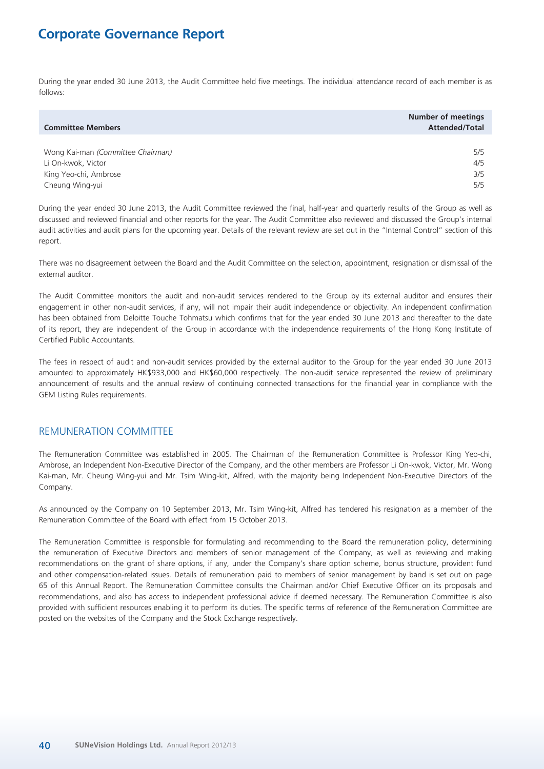During the year ended 30 June 2013, the Audit Committee held five meetings. The individual attendance record of each member is as follows:

| Committee Members | Number of meetings Attended/Total |
|---|---|
| Wong Kai-man *(Committee Chairman)* | 5/5 |
| Li On-kwok, Victor | 4/5 |
| King Yeo-chi, Ambrose | 3/5 |
| Cheung Wing-yui | 5/5 |

During the year ended 30 June 2013, the Audit Committee reviewed the final, half-year and quarterly results of the Group as well as discussed and reviewed financial and other reports for the year. The Audit Committee also reviewed and discussed the Group's internal audit activities and audit plans for the upcoming year. Details of the relevant review are set out in the "Internal Control" section of this report.

There was no disagreement between the Board and the Audit Committee on the selection, appointment, resignation or dismissal of the external auditor.

The Audit Committee monitors the audit and non-audit services rendered to the Group by its external auditor and ensures their engagement in other non-audit services, if any, will not impair their audit independence or objectivity. An independent confirmation has been obtained from Deloitte Touche Tohmatsu which confirms that for the year ended 30 June 2013 and thereafter to the date of its report, they are independent of the Group in accordance with the independence requirements of the Hong Kong Institute of Certified Public Accountants.

The fees in respect of audit and non-audit services provided by the external auditor to the Group for the year ended 30 June 2013 amounted to approximately HK$933,000 and HK$60,000 respectively. The non-audit service represented the review of preliminary announcement of results and the annual review of continuing connected transactions for the financial year in compliance with the GEM Listing Rules requirements.

## REMUNERATION COMMITTEE

The Remuneration Committee was established in 2005. The Chairman of the Remuneration Committee is Professor King Yeo-chi, Ambrose, an Independent Non-Executive Director of the Company, and the other members are Professor Li On-kwok, Victor, Mr. Wong Kai-man, Mr. Cheung Wing-yui and Mr. Tsim Wing-kit, Alfred, with the majority being Independent Non-Executive Directors of the Company.

As announced by the Company on 10 September 2013, Mr. Tsim Wing-kit, Alfred has tendered his resignation as a member of the Remuneration Committee of the Board with effect from 15 October 2013.

The Remuneration Committee is responsible for formulating and recommending to the Board the remuneration policy, determining the remuneration of Executive Directors and members of senior management of the Company, as well as reviewing and making recommendations on the grant of share options, if any, under the Company's share option scheme, bonus structure, provident fund and other compensation-related issues. Details of remuneration paid to members of senior management by band is set out on page 65 of this Annual Report. The Remuneration Committee consults the Chairman and/or Chief Executive Officer on its proposals and recommendations, and also has access to independent professional advice if deemed necessary. The Remuneration Committee is also provided with sufficient resources enabling it to perform its duties. The specific terms of reference of the Remuneration Committee are posted on the websites of the Company and the Stock Exchange respectively.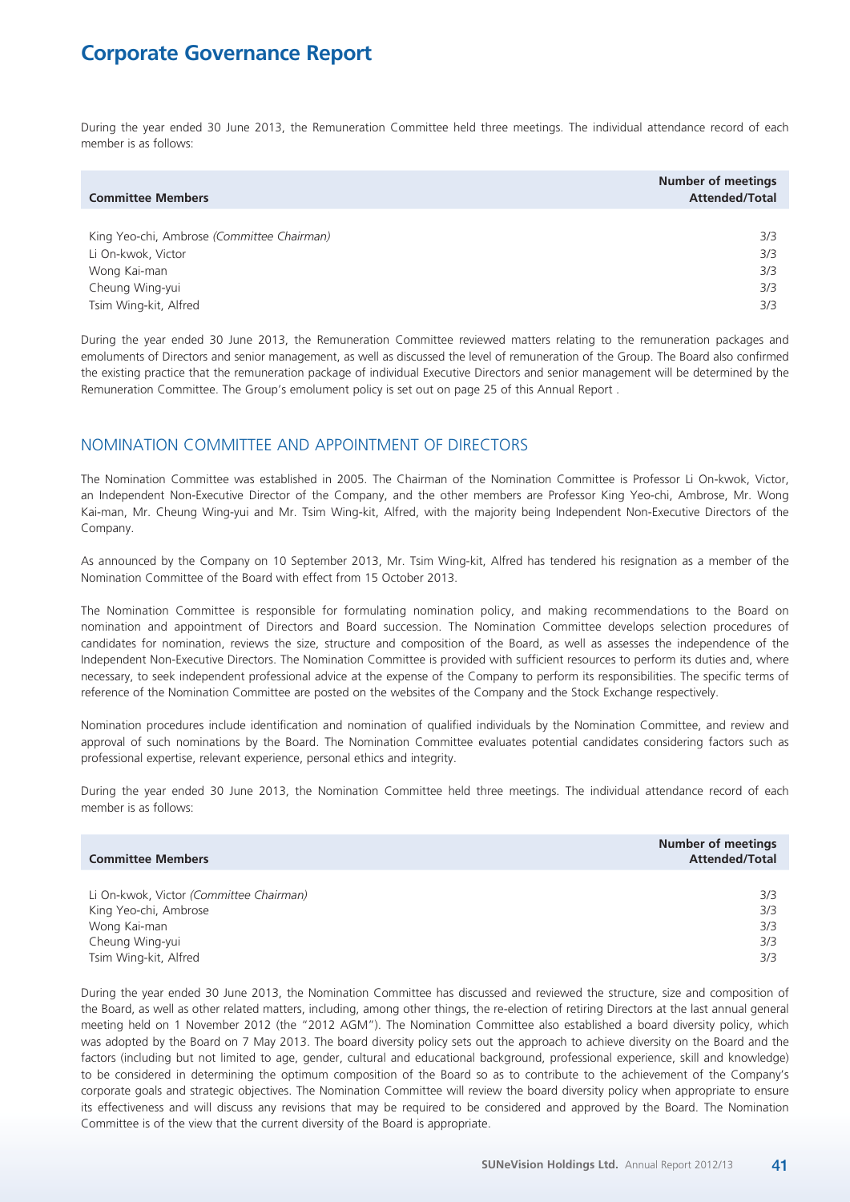During the year ended 30 June 2013, the Remuneration Committee held three meetings. The individual attendance record of each member is as follows:

| Committee Members | Number of meetings Attended/Total |
|---|---|
| King Yeo-chi, Ambrose *(Committee Chairman)* | 3/3 |
| Li On-kwok, Victor | 3/3 |
| Wong Kai-man | 3/3 |
| Cheung Wing-yui | 3/3 |
| Tsim Wing-kit, Alfred | 3/3 |

During the year ended 30 June 2013, the Remuneration Committee reviewed matters relating to the remuneration packages and emoluments of Directors and senior management, as well as discussed the level of remuneration of the Group. The Board also confirmed the existing practice that the remuneration package of individual Executive Directors and senior management will be determined by the Remuneration Committee. The Group's emolument policy is set out on page 25 of this Annual Report .

## NOMINATION COMMITTEE AND APPOINTMENT OF DIRECTORS

The Nomination Committee was established in 2005. The Chairman of the Nomination Committee is Professor Li On-kwok, Victor, an Independent Non-Executive Director of the Company, and the other members are Professor King Yeo-chi, Ambrose, Mr. Wong Kai-man, Mr. Cheung Wing-yui and Mr. Tsim Wing-kit, Alfred, with the majority being Independent Non-Executive Directors of the Company.

As announced by the Company on 10 September 2013, Mr. Tsim Wing-kit, Alfred has tendered his resignation as a member of the Nomination Committee of the Board with effect from 15 October 2013.

The Nomination Committee is responsible for formulating nomination policy, and making recommendations to the Board on nomination and appointment of Directors and Board succession. The Nomination Committee develops selection procedures of candidates for nomination, reviews the size, structure and composition of the Board, as well as assesses the independence of the Independent Non-Executive Directors. The Nomination Committee is provided with sufficient resources to perform its duties and, where necessary, to seek independent professional advice at the expense of the Company to perform its responsibilities. The specific terms of reference of the Nomination Committee are posted on the websites of the Company and the Stock Exchange respectively.

Nomination procedures include identification and nomination of qualified individuals by the Nomination Committee, and review and approval of such nominations by the Board. The Nomination Committee evaluates potential candidates considering factors such as professional expertise, relevant experience, personal ethics and integrity.

During the year ended 30 June 2013, the Nomination Committee held three meetings. The individual attendance record of each member is as follows:

| Committee Members | Number of meetings Attended/Total |
|---|---|
| Li On-kwok, Victor *(Committee Chairman)* | 3/3 |
| King Yeo-chi, Ambrose | 3/3 |
| Wong Kai-man | 3/3 |
| Cheung Wing-yui | 3/3 |
| Tsim Wing-kit, Alfred | 3/3 |

During the year ended 30 June 2013, the Nomination Committee has discussed and reviewed the structure, size and composition of the Board, as well as other related matters, including, among other things, the re-election of retiring Directors at the last annual general meeting held on 1 November 2012 (the "2012 AGM"). The Nomination Committee also established a board diversity policy, which was adopted by the Board on 7 May 2013. The board diversity policy sets out the approach to achieve diversity on the Board and the factors (including but not limited to age, gender, cultural and educational background, professional experience, skill and knowledge) to be considered in determining the optimum composition of the Board so as to contribute to the achievement of the Company's corporate goals and strategic objectives. The Nomination Committee will review the board diversity policy when appropriate to ensure its effectiveness and will discuss any revisions that may be required to be considered and approved by the Board. The Nomination Committee is of the view that the current diversity of the Board is appropriate.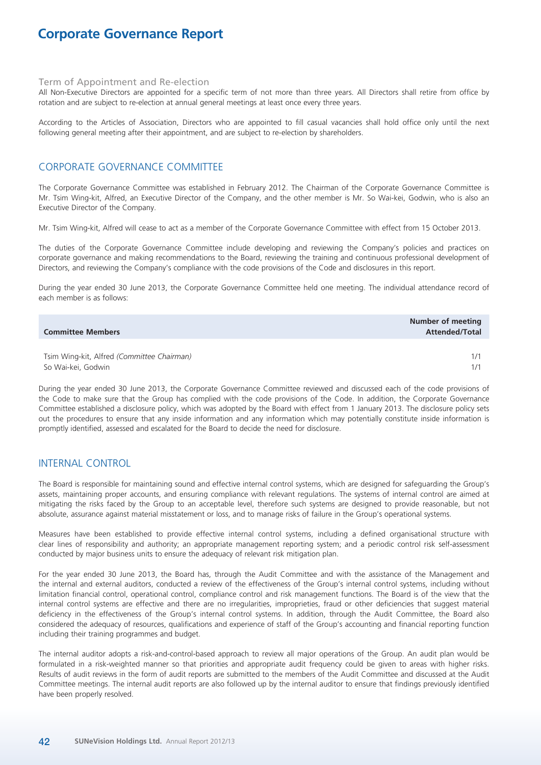# Corporate Governance Report

### Term of Appointment and Re-election

All Non-Executive Directors are appointed for a specific term of not more than three years. All Directors shall retire from office by rotation and are subject to re-election at annual general meetings at least once every three years.

According to the Articles of Association, Directors who are appointed to fill casual vacancies shall hold office only until the next following general meeting after their appointment, and are subject to re-election by shareholders.

## CORPORATE GOVERNANCE COMMITTEE

The Corporate Governance Committee was established in February 2012. The Chairman of the Corporate Governance Committee is Mr. Tsim Wing-kit, Alfred, an Executive Director of the Company, and the other member is Mr. So Wai-kei, Godwin, who is also an Executive Director of the Company.

Mr. Tsim Wing-kit, Alfred will cease to act as a member of the Corporate Governance Committee with effect from 15 October 2013.

The duties of the Corporate Governance Committee include developing and reviewing the Company's policies and practices on corporate governance and making recommendations to the Board, reviewing the training and continuous professional development of Directors, and reviewing the Company's compliance with the code provisions of the Code and disclosures in this report.

During the year ended 30 June 2013, the Corporate Governance Committee held one meeting. The individual attendance record of each member is as follows:

| Committee Members | Number of meeting Attended/Total |
|---|---|
| Tsim Wing-kit, Alfred *(Committee Chairman)* | 1/1 |
| So Wai-kei, Godwin | 1/1 |

During the year ended 30 June 2013, the Corporate Governance Committee reviewed and discussed each of the code provisions of the Code to make sure that the Group has complied with the code provisions of the Code. In addition, the Corporate Governance Committee established a disclosure policy, which was adopted by the Board with effect from 1 January 2013. The disclosure policy sets out the procedures to ensure that any inside information and any information which may potentially constitute inside information is promptly identified, assessed and escalated for the Board to decide the need for disclosure.

## INTERNAL CONTROL

The Board is responsible for maintaining sound and effective internal control systems, which are designed for safeguarding the Group's assets, maintaining proper accounts, and ensuring compliance with relevant regulations. The systems of internal control are aimed at mitigating the risks faced by the Group to an acceptable level, therefore such systems are designed to provide reasonable, but not absolute, assurance against material misstatement or loss, and to manage risks of failure in the Group's operational systems.

Measures have been established to provide effective internal control systems, including a defined organisational structure with clear lines of responsibility and authority; an appropriate management reporting system; and a periodic control risk self-assessment conducted by major business units to ensure the adequacy of relevant risk mitigation plan.

For the year ended 30 June 2013, the Board has, through the Audit Committee and with the assistance of the Management and the internal and external auditors, conducted a review of the effectiveness of the Group's internal control systems, including without limitation financial control, operational control, compliance control and risk management functions. The Board is of the view that the internal control systems are effective and there are no irregularities, improprieties, fraud or other deficiencies that suggest material deficiency in the effectiveness of the Group's internal control systems. In addition, through the Audit Committee, the Board also considered the adequacy of resources, qualifications and experience of staff of the Group's accounting and financial reporting function including their training programmes and budget.

The internal auditor adopts a risk-and-control-based approach to review all major operations of the Group. An audit plan would be formulated in a risk-weighted manner so that priorities and appropriate audit frequency could be given to areas with higher risks. Results of audit reviews in the form of audit reports are submitted to the members of the Audit Committee and discussed at the Audit Committee meetings. The internal audit reports are also followed up by the internal auditor to ensure that findings previously identified have been properly resolved.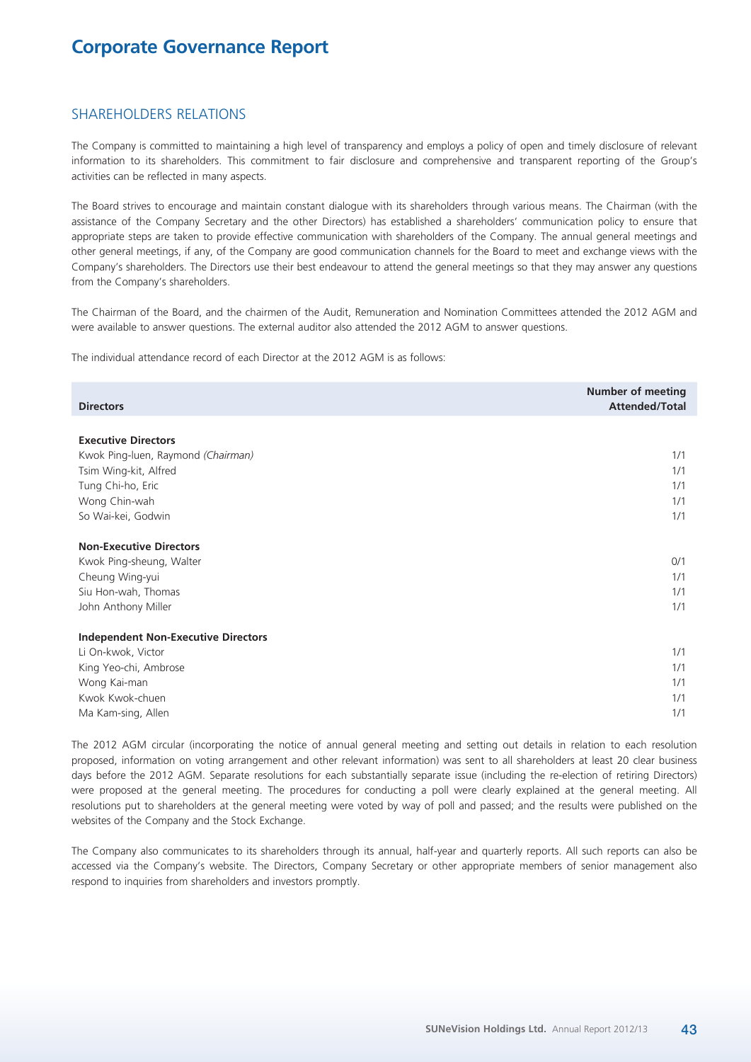## SHAREHOLDERS RELATIONS

The Company is committed to maintaining a high level of transparency and employs a policy of open and timely disclosure of relevant information to its shareholders. This commitment to fair disclosure and comprehensive and transparent reporting of the Group's activities can be reflected in many aspects.

The Board strives to encourage and maintain constant dialogue with its shareholders through various means. The Chairman (with the assistance of the Company Secretary and the other Directors) has established a shareholders' communication policy to ensure that appropriate steps are taken to provide effective communication with shareholders of the Company. The annual general meetings and other general meetings, if any, of the Company are good communication channels for the Board to meet and exchange views with the Company's shareholders. The Directors use their best endeavour to attend the general meetings so that they may answer any questions from the Company's shareholders.

The Chairman of the Board, and the chairmen of the Audit, Remuneration and Nomination Committees attended the 2012 AGM and were available to answer questions. The external auditor also attended the 2012 AGM to answer questions.

The individual attendance record of each Director at the 2012 AGM is as follows:

| Directors | Number of meeting Attended/Total |
|---|---|
| **Executive Directors** | |
| Kwok Ping-luen, Raymond *(Chairman)* | 1/1 |
| Tsim Wing-kit, Alfred | 1/1 |
| Tung Chi-ho, Eric | 1/1 |
| Wong Chin-wah | 1/1 |
| So Wai-kei, Godwin | 1/1 |
| **Non-Executive Directors** | |
| Kwok Ping-sheung, Walter | 0/1 |
| Cheung Wing-yui | 1/1 |
| Siu Hon-wah, Thomas | 1/1 |
| John Anthony Miller | 1/1 |
| **Independent Non-Executive Directors** | |
| Li On-kwok, Victor | 1/1 |
| King Yeo-chi, Ambrose | 1/1 |
| Wong Kai-man | 1/1 |
| Kwok Kwok-chuen | 1/1 |
| Ma Kam-sing, Allen | 1/1 |

The 2012 AGM circular (incorporating the notice of annual general meeting and setting out details in relation to each resolution proposed, information on voting arrangement and other relevant information) was sent to all shareholders at least 20 clear business days before the 2012 AGM. Separate resolutions for each substantially separate issue (including the re-election of retiring Directors) were proposed at the general meeting. The procedures for conducting a poll were clearly explained at the general meeting. All resolutions put to shareholders at the general meeting were voted by way of poll and passed; and the results were published on the websites of the Company and the Stock Exchange.

The Company also communicates to its shareholders through its annual, half-year and quarterly reports. All such reports can also be accessed via the Company's website. The Directors, Company Secretary or other appropriate members of senior management also respond to inquiries from shareholders and investors promptly.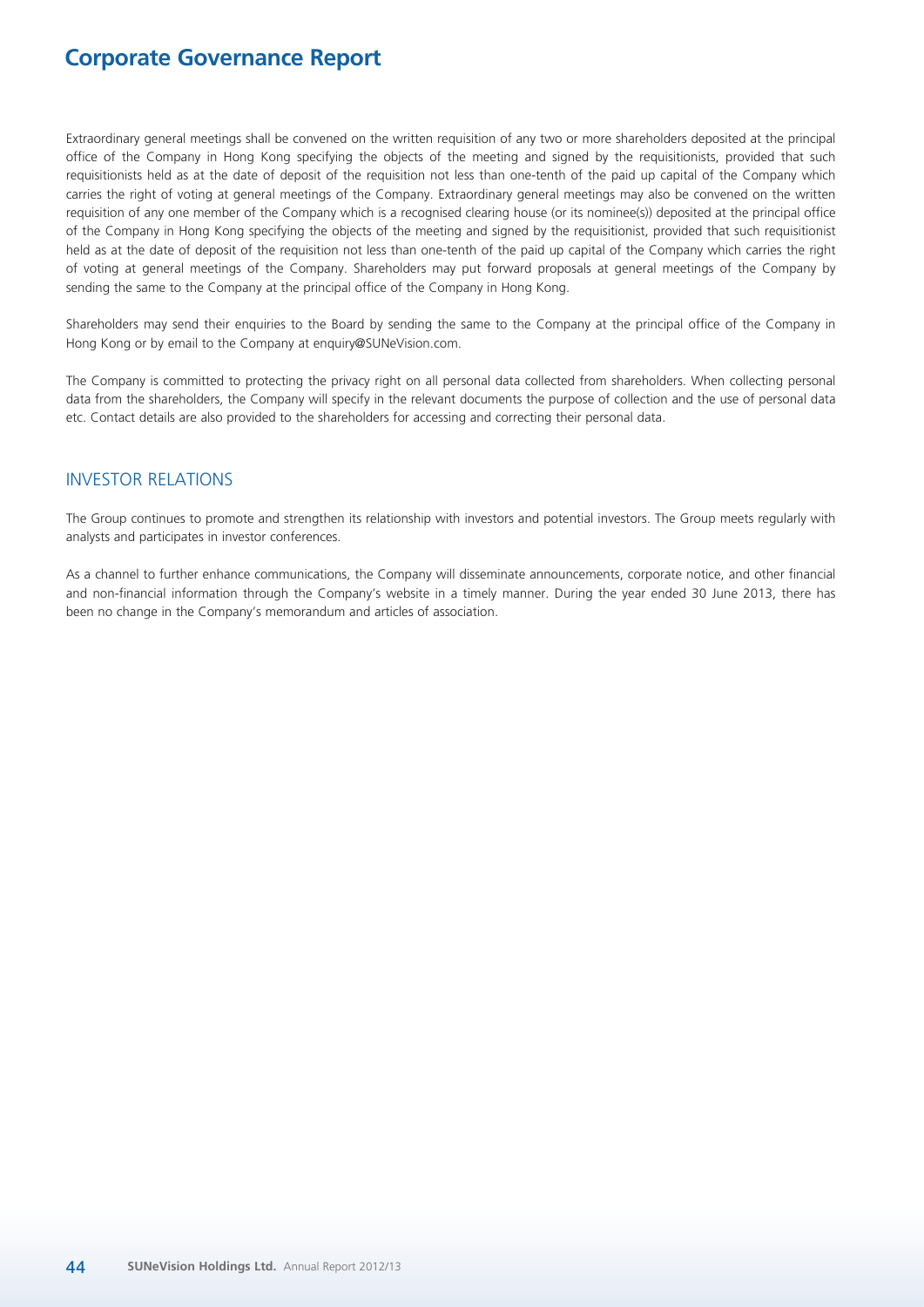# Corporate Governance Report

Extraordinary general meetings shall be convened on the written requisition of any two or more shareholders deposited at the principal office of the Company in Hong Kong specifying the objects of the meeting and signed by the requisitionists, provided that such requisitionists held as at the date of deposit of the requisition not less than one-tenth of the paid up capital of the Company which carries the right of voting at general meetings of the Company. Extraordinary general meetings may also be convened on the written requisition of any one member of the Company which is a recognised clearing house (or its nominee(s)) deposited at the principal office of the Company in Hong Kong specifying the objects of the meeting and signed by the requisitionist, provided that such requisitionist held as at the date of deposit of the requisition not less than one-tenth of the paid up capital of the Company which carries the right of voting at general meetings of the Company. Shareholders may put forward proposals at general meetings of the Company by sending the same to the Company at the principal office of the Company in Hong Kong.

Shareholders may send their enquiries to the Board by sending the same to the Company at the principal office of the Company in Hong Kong or by email to the Company at enquiry@SUNeVision.com.

The Company is committed to protecting the privacy right on all personal data collected from shareholders. When collecting personal data from the shareholders, the Company will specify in the relevant documents the purpose of collection and the use of personal data etc. Contact details are also provided to the shareholders for accessing and correcting their personal data.

## INVESTOR RELATIONS

The Group continues to promote and strengthen its relationship with investors and potential investors. The Group meets regularly with analysts and participates in investor conferences.

As a channel to further enhance communications, the Company will disseminate announcements, corporate notice, and other financial and non-financial information through the Company's website in a timely manner. During the year ended 30 June 2013, there has been no change in the Company's memorandum and articles of association.